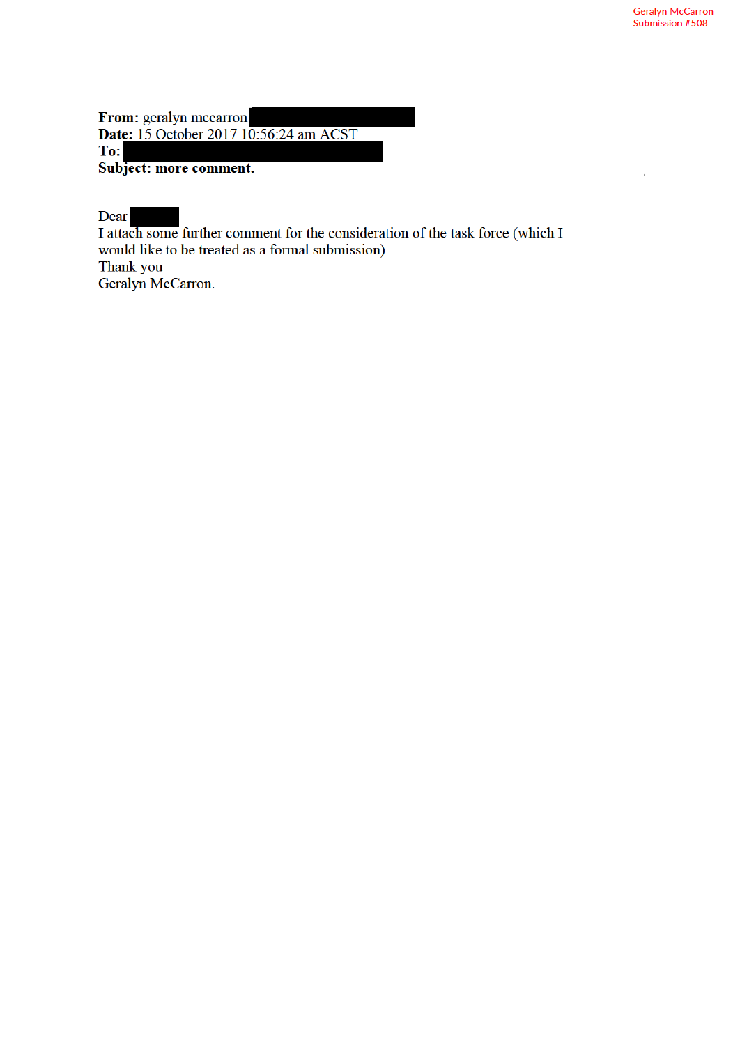Geralyn McCarron
Submission #508

**From:** geralyn mccarron
**Date:** 15 October 2017 10:56:24 am ACST
**To:**
**Subject: more comment.**

Dear

I attach some further comment for the consideration of the task force (which I would like to be treated as a formal submission).

Thank you

Geralyn McCarron.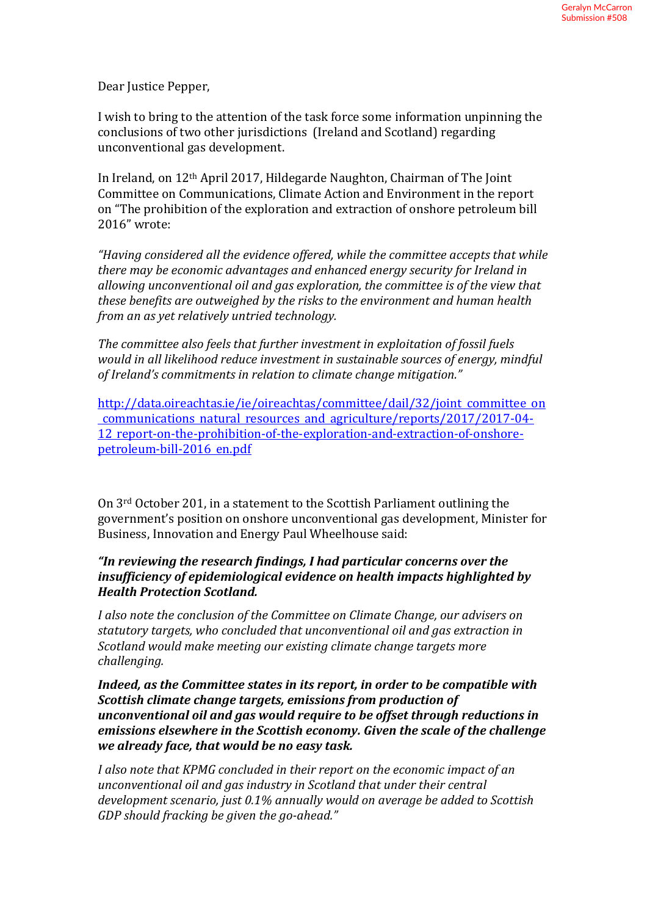Dear Justice Pepper,

I wish to bring to the attention of the task force some information unpinning the conclusions of two other jurisdictions (Ireland and Scotland) regarding unconventional gas development.

In Ireland, on 12th April 2017, Hildegarde Naughton, Chairman of The Joint Committee on Communications, Climate Action and Environment in the report on "The prohibition of the exploration and extraction of onshore petroleum bill 2016" wrote:

*"Having considered all the evidence offered, while the committee accepts that while there may be economic advantages and enhanced energy security for Ireland in allowing unconventional oil and gas exploration, the committee is of the view that these benefits are outweighed by the risks to the environment and human health from an as yet relatively untried technology.*

*The committee also feels that further investment in exploitation of fossil fuels would in all likelihood reduce investment in sustainable sources of energy, mindful of Ireland's commitments in relation to climate change mitigation."*

[http://data.oireachtas.ie/ie/oireachtas/committee/dail/32/joint_committee_on_communications_natural_resources_and_agriculture/reports/2017/2017-04-12_report-on-the-prohibition-of-the-exploration-and-extraction-of-onshore-petroleum-bill-2016_en.pdf](http://data.oireachtas.ie/ie/oireachtas/committee/dail/32/joint_committee_on_communications_natural_resources_and_agriculture/reports/2017/2017-04-12_report-on-the-prohibition-of-the-exploration-and-extraction-of-onshore-petroleum-bill-2016_en.pdf)

On 3rd October 201, in a statement to the Scottish Parliament outlining the government's position on onshore unconventional gas development, Minister for Business, Innovation and Energy Paul Wheelhouse said:

***"In reviewing the research findings, I had particular concerns over the insufficiency of epidemiological evidence on health impacts highlighted by Health Protection Scotland.***

*I also note the conclusion of the Committee on Climate Change, our advisers on statutory targets, who concluded that unconventional oil and gas extraction in Scotland would make meeting our existing climate change targets more challenging.*

***Indeed, as the Committee states in its report, in order to be compatible with Scottish climate change targets, emissions from production of unconventional oil and gas would require to be offset through reductions in emissions elsewhere in the Scottish economy. Given the scale of the challenge we already face, that would be no easy task.***

*I also note that KPMG concluded in their report on the economic impact of an unconventional oil and gas industry in Scotland that under their central development scenario, just 0.1% annually would on average be added to Scottish GDP should fracking be given the go-ahead."*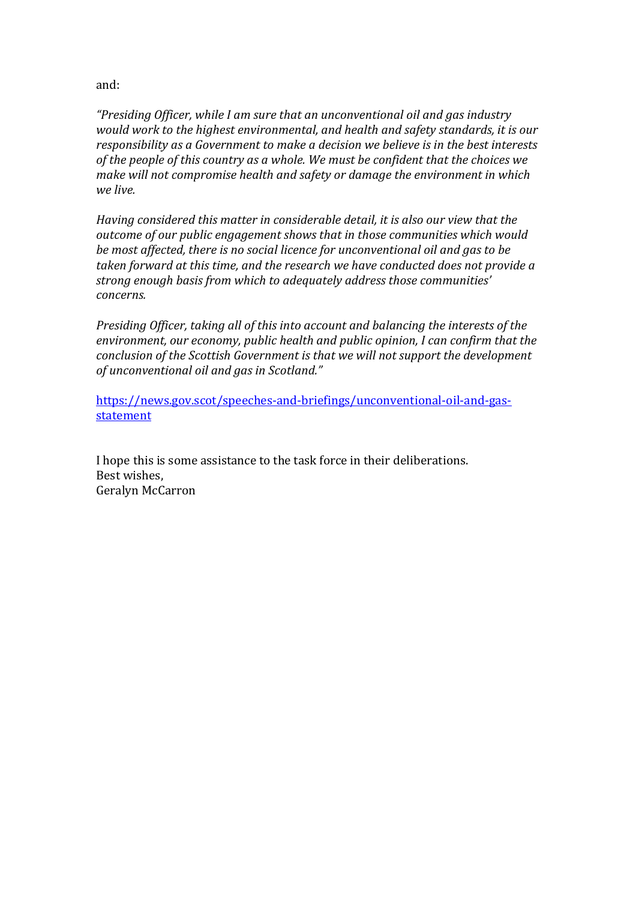and:

*"Presiding Officer, while I am sure that an unconventional oil and gas industry would work to the highest environmental, and health and safety standards, it is our responsibility as a Government to make a decision we believe is in the best interests of the people of this country as a whole. We must be confident that the choices we make will not compromise health and safety or damage the environment in which we live.*

*Having considered this matter in considerable detail, it is also our view that the outcome of our public engagement shows that in those communities which would be most affected, there is no social licence for unconventional oil and gas to be taken forward at this time, and the research we have conducted does not provide a strong enough basis from which to adequately address those communities' concerns.*

*Presiding Officer, taking all of this into account and balancing the interests of the environment, our economy, public health and public opinion, I can confirm that the conclusion of the Scottish Government is that we will not support the development of unconventional oil and gas in Scotland."*

[https://news.gov.scot/speeches-and-briefings/unconventional-oil-and-gas-statement](https://news.gov.scot/speeches-and-briefings/unconventional-oil-and-gas-statement)

I hope this is some assistance to the task force in their deliberations.
Best wishes,
Geralyn McCarron